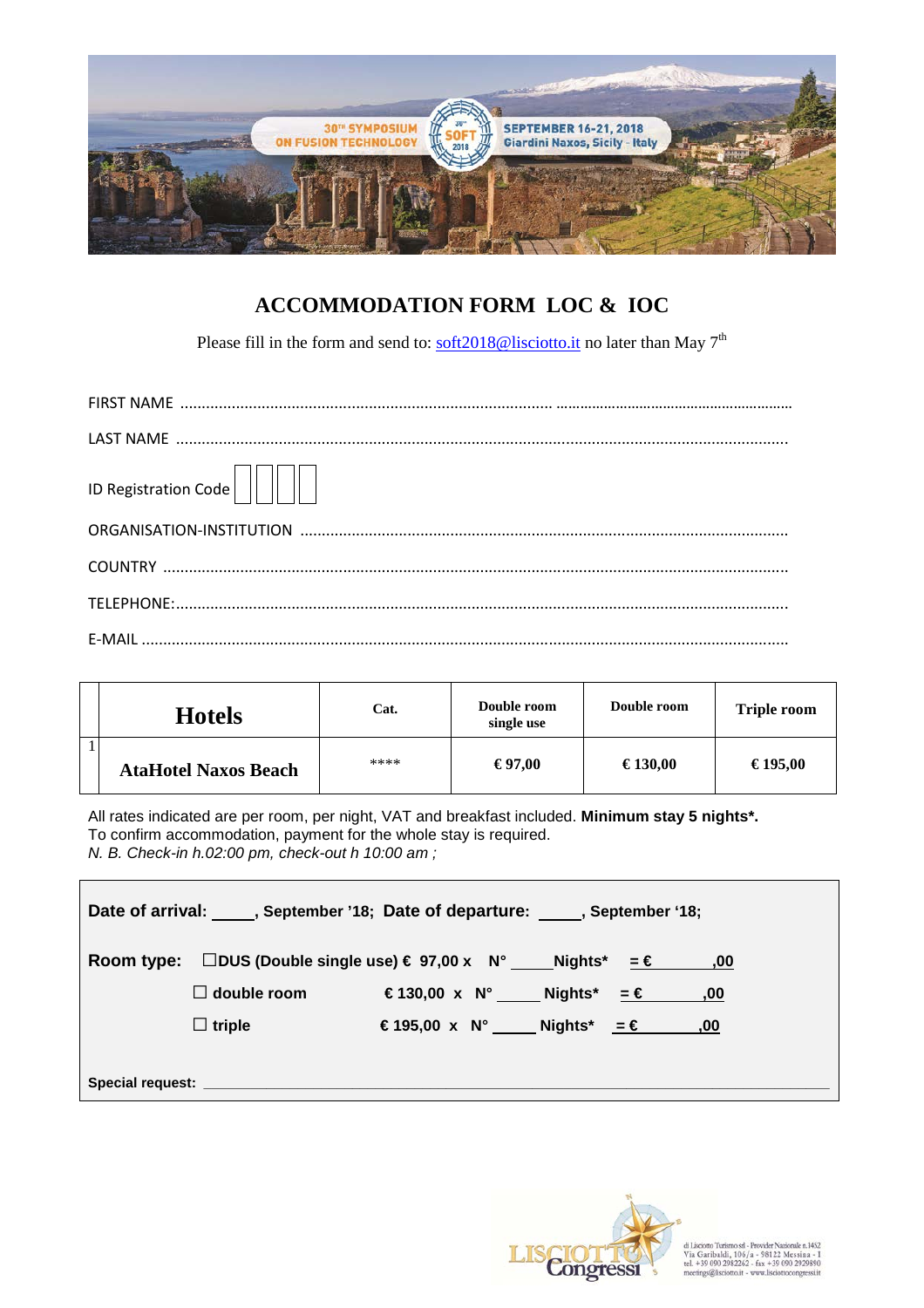30TH SYMPOSIUM ON FUSION TECHNOLOGY — SOFT 2018 — SEPTEMBER 16-21, 2018 Giardini Naxos, Sicily - Italy

# ACCOMMODATION FORM LOC & IOC

Please fill in the form and send to: soft2018@lisciotto.it no later than May 7th

FIRST NAME ....................................................................................................................................................

LAST NAME ...................................................................................................................................................

ID Registration Code ☐☐☐☐

ORGANISATION-INSTITUTION ........................................................................................................

COUNTRY ......................................................................................................................................................

TELEPHONE: ...................................................................................................................................................

E-MAIL ...........................................................................................................................................................

| | Hotels | Cat. | Double room single use | Double room | Triple room |
|---|---|---|---|---|---|
| 1 | AtaHotel Naxos Beach | **** | € 97,00 | € 130,00 | € 195,00 |

All rates indicated are per room, per night, VAT and breakfast included. **Minimum stay 5 nights*.**
To confirm accommodation, payment for the whole stay is required.
*N. B. Check-in h.02:00 pm, check-out h 10:00 am ;*

**Date of arrival: \_\_\_\_, September '18; Date of departure: \_\_\_\_, September '18;**

**Room type:** ☐**DUS (Double single use) € 97,00 x N° \_\_\_\_ Nights\* = € \_\_\_\_,00**

☐ **double room € 130,00 x N° \_\_\_\_ Nights\* = € \_\_\_\_,00**

☐ **triple € 195,00 x N° \_\_\_\_ Nights\* = € \_\_\_\_,00**

**Special request:** \_\_\_\_\_\_\_\_\_\_\_\_\_\_\_\_\_\_\_\_\_\_\_\_\_\_\_\_\_\_\_\_\_\_\_\_\_\_\_\_

LISCIOTTO Congressi

di Lisciotto Turismo srl - Provider Nazionale n.1452
Via Garibaldi, 106/a - 98122 Messina - I
tel. +39 090 2982262 - fax +39 090 2929890
meetings@lisciotto.it - www.lisciottocongressi.it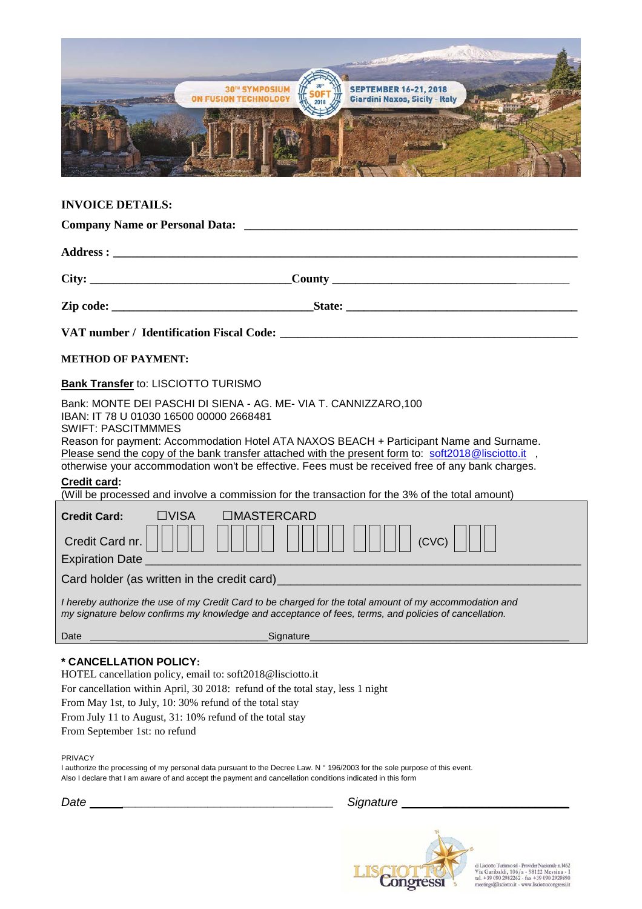30TH SYMPOSIUM ON FUSION TECHNOLOGY — SOFT 2018 — SEPTEMBER 16-21, 2018 Giardini Naxos, Sicily - Italy

**INVOICE DETAILS:**

**Company Name or Personal Data:** ______________________________________________

**Address :** ______________________________________________________________

**City:** ____________________________**County** ___________________________________

**Zip code:** _____________________________**State:** __________________________________

**VAT number / Identification Fiscal Code:** ___________________________________________

**METHOD OF PAYMENT:**

**Bank Transfer** to: LISCIOTTO TURISMO

Bank: MONTE DEI PASCHI DI SIENA - AG. ME- VIA T. CANNIZZARO,100
IBAN: IT 78 U 01030 16500 00000 2668481
SWIFT: PASCITMMMES
Reason for payment: Accommodation Hotel ATA NAXOS BEACH + Participant Name and Surname.
Please send the copy of the bank transfer attached with the present form to: soft2018@lisciotto.it ,
otherwise your accommodation won't be effective. Fees must be received free of any bank charges.

**Credit card:**
(Will be processed and involve a commission for the transaction for the 3% of the total amount)

**Credit Card:** ☐VISA ☐MASTERCARD

Credit Card nr. ☐☐☐☐ ☐☐☐☐ ☐☐☐☐ ☐☐☐☐ (CVC) ☐☐☐

Expiration Date ____________________________________________________________

Card holder (as written in the credit card)___________________________________________

*I hereby authorize the use of my Credit Card to be charged for the total amount of my accommodation and my signature below confirms my knowledge and acceptance of fees, terms, and policies of cancellation.*

Date ______________________________Signature_____________________________________

**\* CANCELLATION POLICY:**

HOTEL cancellation policy, email to: soft2018@lisciotto.it
For cancellation within April, 30 2018: refund of the total stay, less 1 night
From May 1st, to July, 10: 30% refund of the total stay
From July 11 to August, 31: 10% refund of the total stay
From September 1st: no refund

PRIVACY
I authorize the processing of my personal data pursuant to the Decree Law. N ° 196/2003 for the sole purpose of this event.
Also I declare that I am aware of and accept the payment and cancellation conditions indicated in this form

*Date* ____________________________________ *Signature* ___________________________

LISCIOTTO Congressi
di Lisciotto Turismo srl - Provider Nazionale n.1452
Via Garibaldi, 106/a - 98122 Messina - I
tel. +39 090 2982262 - fax +39 090 2929850
meetings@lisciotto.it - www.lisciottocongressi.it